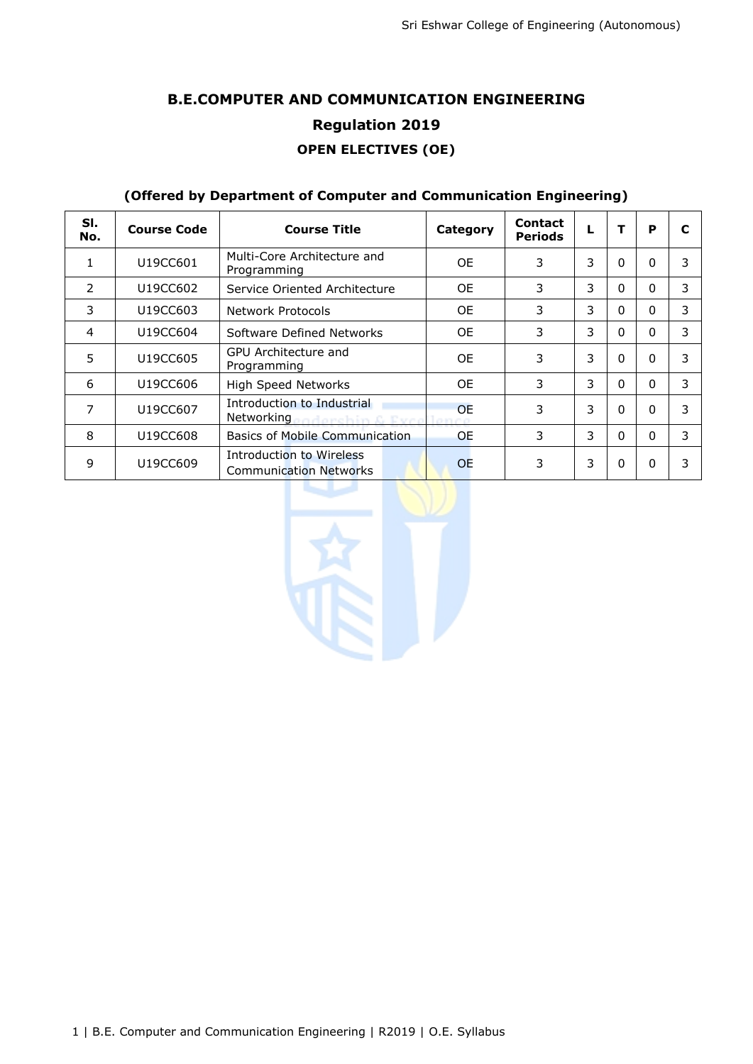# B.E.COMPUTER AND COMMUNICATION ENGINEERING

## Regulation 2019

### OPEN ELECTIVES (OE)

**(Offered by Department of Computer and Communication Engineering)**

| Sl. No. | Course Code | Course Title | Category | Contact Periods | L | T | P | C |
|---|---|---|---|---|---|---|---|---|
| 1 | U19CC601 | Multi-Core Architecture and Programming | OE | 3 | 3 | 0 | 0 | 3 |
| 2 | U19CC602 | Service Oriented Architecture | OE | 3 | 3 | 0 | 0 | 3 |
| 3 | U19CC603 | Network Protocols | OE | 3 | 3 | 0 | 0 | 3 |
| 4 | U19CC604 | Software Defined Networks | OE | 3 | 3 | 0 | 0 | 3 |
| 5 | U19CC605 | GPU Architecture and Programming | OE | 3 | 3 | 0 | 0 | 3 |
| 6 | U19CC606 | High Speed Networks | OE | 3 | 3 | 0 | 0 | 3 |
| 7 | U19CC607 | Introduction to Industrial Networking | OE | 3 | 3 | 0 | 0 | 3 |
| 8 | U19CC608 | Basics of Mobile Communication | OE | 3 | 3 | 0 | 0 | 3 |
| 9 | U19CC609 | Introduction to Wireless Communication Networks | OE | 3 | 3 | 0 | 0 | 3 |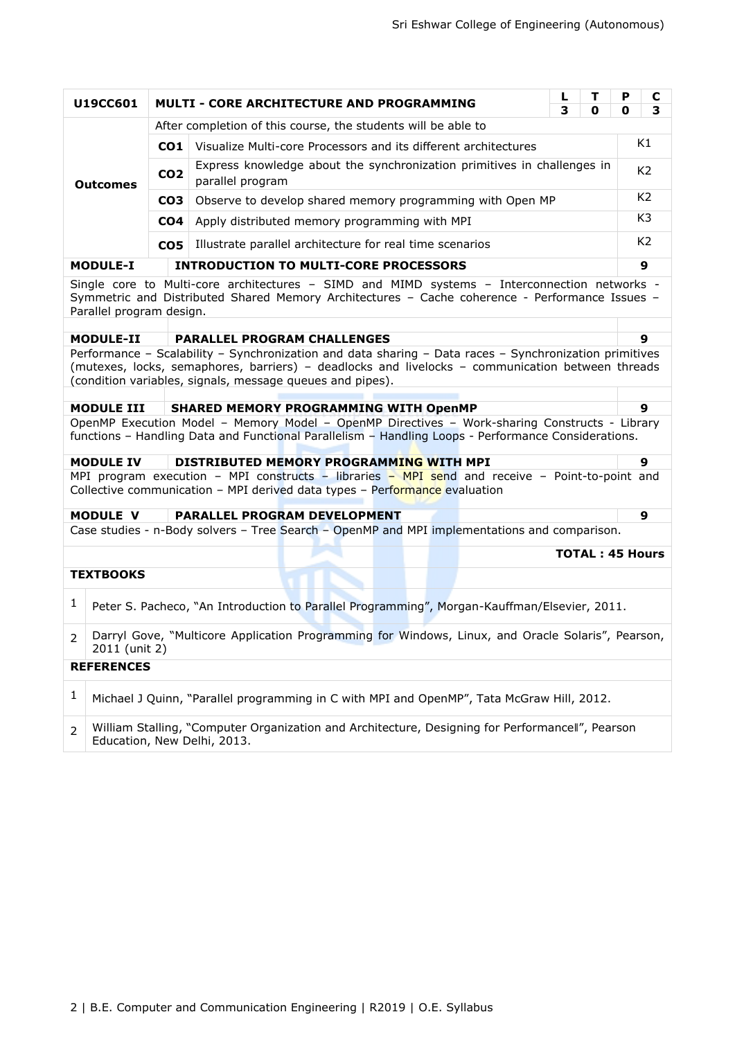| U19CC601 | MULTI - CORE ARCHITECTURE AND PROGRAMMING | | L | T | P | C |
|---|---|---|---|---|---|---|
| | | | 3 | 0 | 0 | 3 |
| **Outcomes** | After completion of this course, the students will be able to | | | | | |
| | **CO1** | Visualize Multi-core Processors and its different architectures | | | | K1 |
| | **CO2** | Express knowledge about the synchronization primitives in challenges in parallel program | | | | K2 |
| | **CO3** | Observe to develop shared memory programming with Open MP | | | | K2 |
| | **CO4** | Apply distributed memory programming with MPI | | | | K3 |
| | **CO5** | Illustrate parallel architecture for real time scenarios | | | | K2 |

**MODULE-I — INTRODUCTION TO MULTI-CORE PROCESSORS — 9**

Single core to Multi-core architectures – SIMD and MIMD systems – Interconnection networks - Symmetric and Distributed Shared Memory Architectures – Cache coherence - Performance Issues – Parallel program design.

**MODULE-II — PARALLEL PROGRAM CHALLENGES — 9**

Performance – Scalability – Synchronization and data sharing – Data races – Synchronization primitives (mutexes, locks, semaphores, barriers) – deadlocks and livelocks – communication between threads (condition variables, signals, message queues and pipes).

**MODULE III — SHARED MEMORY PROGRAMMING WITH OpenMP — 9**

OpenMP Execution Model – Memory Model – OpenMP Directives – Work-sharing Constructs - Library functions – Handling Data and Functional Parallelism – Handling Loops - Performance Considerations.

**MODULE IV — DISTRIBUTED MEMORY PROGRAMMING WITH MPI — 9**

MPI program execution – MPI constructs – libraries – MPI send and receive – Point-to-point and Collective communication – MPI derived data types – Performance evaluation

**MODULE V — PARALLEL PROGRAM DEVELOPMENT — 9**

Case studies - n-Body solvers – Tree Search – OpenMP and MPI implementations and comparison.

**TOTAL : 45 Hours**

**TEXTBOOKS**

1. Peter S. Pacheco, "An Introduction to Parallel Programming", Morgan-Kauffman/Elsevier, 2011.
2. Darryl Gove, "Multicore Application Programming for Windows, Linux, and Oracle Solaris", Pearson, 2011 (unit 2)

**REFERENCES**

1. Michael J Quinn, "Parallel programming in C with MPI and OpenMP", Tata McGraw Hill, 2012.
2. William Stalling, "Computer Organization and Architecture, Designing for Performance‖", Pearson Education, New Delhi, 2013.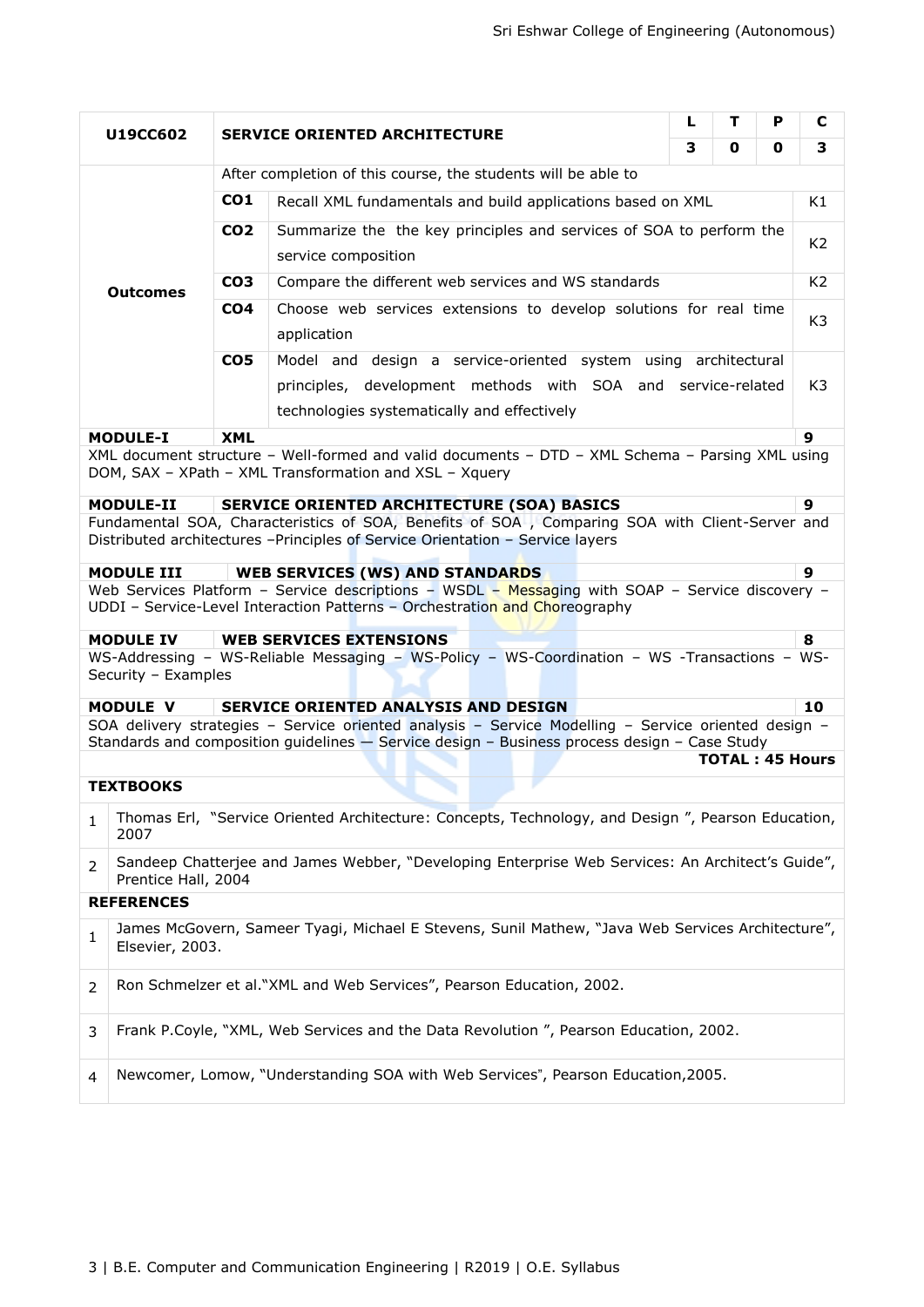| U19CC602 | SERVICE ORIENTED ARCHITECTURE | | L | T | P | C |
|---|---|---|---|---|---|---|
| | | | 3 | 0 | 0 | 3 |
| **Outcomes** | After completion of this course, the students will be able to | | | | | |
| | **CO1** | Recall XML fundamentals and build applications based on XML | | | | K1 |
| | **CO2** | Summarize the the key principles and services of SOA to perform the service composition | | | | K2 |
| | **CO3** | Compare the different web services and WS standards | | | | K2 |
| | **CO4** | Choose web services extensions to develop solutions for real time application | | | | K3 |
| | **CO5** | Model and design a service-oriented system using architectural principles, development methods with SOA and service-related technologies systematically and effectively | | | | K3 |

**MODULE-I** **XML** **9**

XML document structure – Well-formed and valid documents – DTD – XML Schema – Parsing XML using DOM, SAX – XPath – XML Transformation and XSL – Xquery

**MODULE-II** **SERVICE ORIENTED ARCHITECTURE (SOA) BASICS** **9**

Fundamental SOA, Characteristics of SOA, Benefits of SOA , Comparing SOA with Client-Server and Distributed architectures –Principles of Service Orientation – Service layers

**MODULE III** **WEB SERVICES (WS) AND STANDARDS** **9**

Web Services Platform – Service descriptions – WSDL – Messaging with SOAP – Service discovery – UDDI – Service-Level Interaction Patterns – Orchestration and Choreography

**MODULE IV** **WEB SERVICES EXTENSIONS** **8**

WS-Addressing – WS-Reliable Messaging – WS-Policy – WS-Coordination – WS -Transactions – WS-Security – Examples

**MODULE V** **SERVICE ORIENTED ANALYSIS AND DESIGN** **10**

SOA delivery strategies – Service oriented analysis – Service Modelling – Service oriented design – Standards and composition guidelines — Service design – Business process design – Case Study

**TOTAL : 45 Hours**

**TEXTBOOKS**

1. Thomas Erl, "Service Oriented Architecture: Concepts, Technology, and Design ", Pearson Education, 2007
2. Sandeep Chatterjee and James Webber, "Developing Enterprise Web Services: An Architect's Guide", Prentice Hall, 2004

**REFERENCES**

1. James McGovern, Sameer Tyagi, Michael E Stevens, Sunil Mathew, "Java Web Services Architecture", Elsevier, 2003.
2. Ron Schmelzer et al."XML and Web Services", Pearson Education, 2002.
3. Frank P.Coyle, "XML, Web Services and the Data Revolution ", Pearson Education, 2002.
4. Newcomer, Lomow, "Understanding SOA with Web Services", Pearson Education,2005.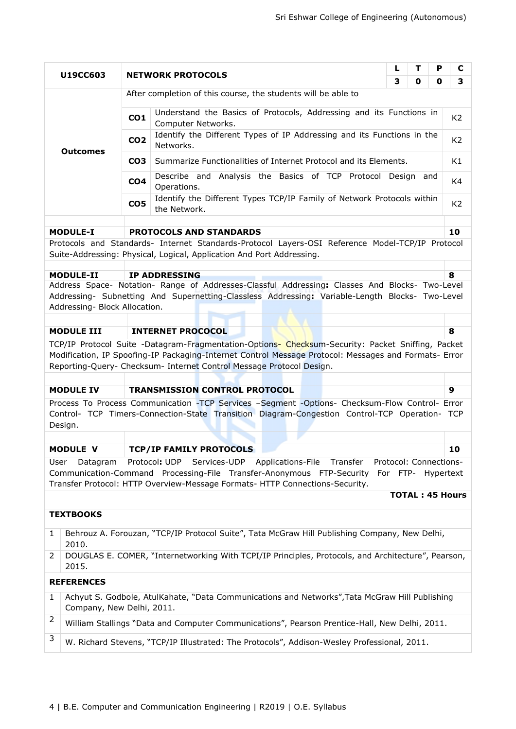| U19CC603 | NETWORK PROTOCOLS | | L | T | P | C |
|---|---|---|---|---|---|---|
| | | | 3 | 0 | 0 | 3 |
| **Outcomes** | After completion of this course, the students will be able to | | | | | |
| | **CO1** | Understand the Basics of Protocols, Addressing and its Functions in Computer Networks. | | | | K2 |
| | **CO2** | Identify the Different Types of IP Addressing and its Functions in the Networks. | | | | K2 |
| | **CO3** | Summarize Functionalities of Internet Protocol and its Elements. | | | | K1 |
| | **CO4** | Describe and Analysis the Basics of TCP Protocol Design and Operations. | | | | K4 |
| | **CO5** | Identify the Different Types TCP/IP Family of Network Protocols within the Network. | | | | K2 |

| **MODULE-I** | **PROTOCOLS AND STANDARDS** | **10** |
|---|---|---|

Protocols and Standards- Internet Standards-Protocol Layers-OSI Reference Model-TCP/IP Protocol Suite-Addressing: Physical, Logical, Application And Port Addressing.

| **MODULE-II** | **IP ADDRESSING** | **8** |
|---|---|---|

Address Space- Notation- Range of Addresses-Classful Addressing**:** Classes And Blocks- Two-Level Addressing- Subnetting And Supernetting-Classless Addressing**:** Variable-Length Blocks- Two-Level Addressing- Block Allocation.

| **MODULE III** | **INTERNET PROCOCOL** | **8** |
|---|---|---|

TCP/IP Protocol Suite -Datagram-Fragmentation-Options- Checksum-Security: Packet Sniffing, Packet Modification, IP Spoofing-IP Packaging-Internet Control Message Protocol: Messages and Formats- Error Reporting-Query- Checksum- Internet Control Message Protocol Design.

| **MODULE IV** | **TRANSMISSION CONTROL PROTOCOL** | **9** |
|---|---|---|

Process To Process Communication -TCP Services –Segment -Options- Checksum-Flow Control- Error Control- TCP Timers-Connection-State Transition Diagram-Congestion Control-TCP Operation- TCP Design.

| **MODULE V** | **TCP/IP FAMILY PROTOCOLS** | **10** |
|---|---|---|

User Datagram Protocol**:** UDP Services-UDP Applications-File Transfer Protocol: Connections-Communication-Command Processing-File Transfer-Anonymous FTP-Security For FTP- Hypertext Transfer Protocol: HTTP Overview-Message Formats- HTTP Connections-Security.

**TOTAL : 45 Hours**

**TEXTBOOKS**

1. Behrouz A. Forouzan, “TCP/IP Protocol Suite”, Tata McGraw Hill Publishing Company, New Delhi, 2010.
2. DOUGLAS E. COMER, “Internetworking With TCPI/IP Principles, Protocols, and Architecture”, Pearson, 2015.

**REFERENCES**

1. Achyut S. Godbole, AtulKahate, “Data Communications and Networks”,Tata McGraw Hill Publishing Company, New Delhi, 2011.
2. William Stallings “Data and Computer Communications”, Pearson Prentice-Hall, New Delhi, 2011.
3. W. Richard Stevens, “TCP/IP Illustrated: The Protocols”, Addison-Wesley Professional, 2011.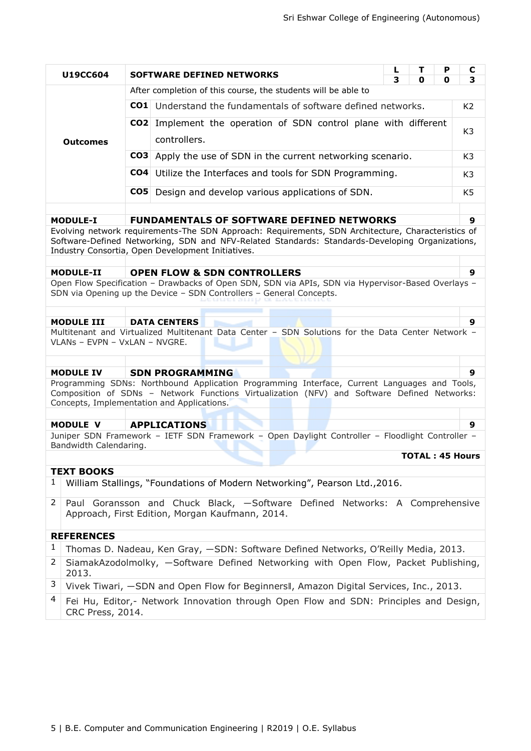| U19CC604 | SOFTWARE DEFINED NETWORKS | | L | T | P | C |
|---|---|---|---|---|---|---|
| | | | 3 | 0 | 0 | 3 |
| **Outcomes** | After completion of this course, the students will be able to | | | | | |
| | **CO1** | Understand the fundamentals of software defined networks. | | | | K2 |
| | **CO2** | Implement the operation of SDN control plane with different controllers. | | | | K3 |
| | **CO3** | Apply the use of SDN in the current networking scenario. | | | | K3 |
| | **CO4** | Utilize the Interfaces and tools for SDN Programming. | | | | K3 |
| | **CO5** | Design and develop various applications of SDN. | | | | K5 |

| **MODULE-I** | **FUNDAMENTALS OF SOFTWARE DEFINED NETWORKS** | **9** |
|---|---|---|
| Evolving network requirements-The SDN Approach: Requirements, SDN Architecture, Characteristics of Software-Defined Networking, SDN and NFV-Related Standards: Standards-Developing Organizations, Industry Consortia, Open Development Initiatives. | | |
| **MODULE-II** | **OPEN FLOW & SDN CONTROLLERS** | **9** |
| Open Flow Specification – Drawbacks of Open SDN, SDN via APIs, SDN via Hypervisor-Based Overlays – SDN via Opening up the Device – SDN Controllers – General Concepts. | | |
| **MODULE III** | **DATA CENTERS** | **9** |
| Multitenant and Virtualized Multitenant Data Center – SDN Solutions for the Data Center Network – VLANs – EVPN – VxLAN – NVGRE. | | |
| **MODULE IV** | **SDN PROGRAMMING** | **9** |
| Programming SDNs: Northbound Application Programming Interface, Current Languages and Tools, Composition of SDNs – Network Functions Virtualization (NFV) and Software Defined Networks: Concepts, Implementation and Applications. | | |
| **MODULE V** | **APPLICATIONS** | **9** |
| Juniper SDN Framework – IETF SDN Framework – Open Daylight Controller – Floodlight Controller – Bandwidth Calendaring. | | |
| | | **TOTAL : 45 Hours** |

**TEXT BOOKS**

1. William Stallings, "Foundations of Modern Networking", Pearson Ltd.,2016.
2. Paul Goransson and Chuck Black, —Software Defined Networks: A Comprehensive Approach, First Edition, Morgan Kaufmann, 2014.

**REFERENCES**

1. Thomas D. Nadeau, Ken Gray, —SDN: Software Defined Networks, O'Reilly Media, 2013.
2. SiamakAzodolmolky, —Software Defined Networking with Open Flow, Packet Publishing, 2013.
3. Vivek Tiwari, —SDN and Open Flow for Beginners‖, Amazon Digital Services, Inc., 2013.
4. Fei Hu, Editor,- Network Innovation through Open Flow and SDN: Principles and Design, CRC Press, 2014.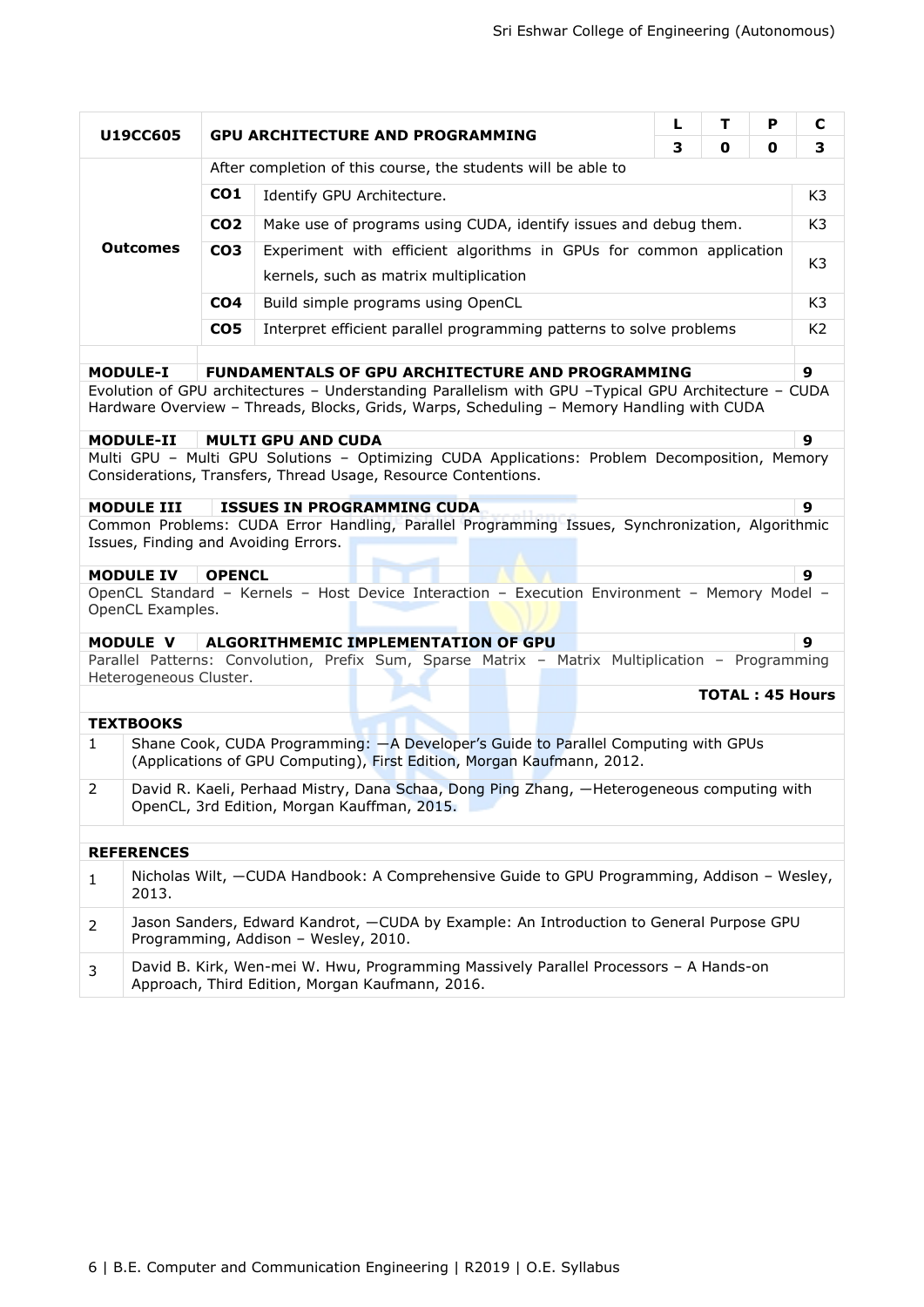| U19CC605 | GPU ARCHITECTURE AND PROGRAMMING | | L | T | P | C |
|---|---|---|---|---|---|---|
| | | | 3 | 0 | 0 | 3 |
| **Outcomes** | After completion of this course, the students will be able to | | | | | |
| | **CO1** | Identify GPU Architecture. | | | | K3 |
| | **CO2** | Make use of programs using CUDA, identify issues and debug them. | | | | K3 |
| | **CO3** | Experiment with efficient algorithms in GPUs for common application kernels, such as matrix multiplication | | | | K3 |
| | **CO4** | Build simple programs using OpenCL | | | | K3 |
| | **CO5** | Interpret efficient parallel programming patterns to solve problems | | | | K2 |

**MODULE-I FUNDAMENTALS OF GPU ARCHITECTURE AND PROGRAMMING** **9**

Evolution of GPU architectures – Understanding Parallelism with GPU –Typical GPU Architecture – CUDA Hardware Overview – Threads, Blocks, Grids, Warps, Scheduling – Memory Handling with CUDA

**MODULE-II MULTI GPU AND CUDA** **9**

Multi GPU – Multi GPU Solutions – Optimizing CUDA Applications: Problem Decomposition, Memory Considerations, Transfers, Thread Usage, Resource Contentions.

**MODULE III ISSUES IN PROGRAMMING CUDA** **9**

Common Problems: CUDA Error Handling, Parallel Programming Issues, Synchronization, Algorithmic Issues, Finding and Avoiding Errors.

**MODULE IV OPENCL** **9**

OpenCL Standard – Kernels – Host Device Interaction – Execution Environment – Memory Model – OpenCL Examples.

**MODULE V ALGORITHMEMIC IMPLEMENTATION OF GPU** **9**

Parallel Patterns: Convolution, Prefix Sum, Sparse Matrix – Matrix Multiplication – Programming Heterogeneous Cluster.

**TOTAL : 45 Hours**

**TEXTBOOKS**

1. Shane Cook, CUDA Programming: —A Developer's Guide to Parallel Computing with GPUs (Applications of GPU Computing), First Edition, Morgan Kaufmann, 2012.
2. David R. Kaeli, Perhaad Mistry, Dana Schaa, Dong Ping Zhang, —Heterogeneous computing with OpenCL, 3rd Edition, Morgan Kauffman, 2015.

**REFERENCES**

1. Nicholas Wilt, —CUDA Handbook: A Comprehensive Guide to GPU Programming, Addison – Wesley, 2013.
2. Jason Sanders, Edward Kandrot, —CUDA by Example: An Introduction to General Purpose GPU Programming, Addison – Wesley, 2010.
3. David B. Kirk, Wen-mei W. Hwu, Programming Massively Parallel Processors – A Hands-on Approach, Third Edition, Morgan Kaufmann, 2016.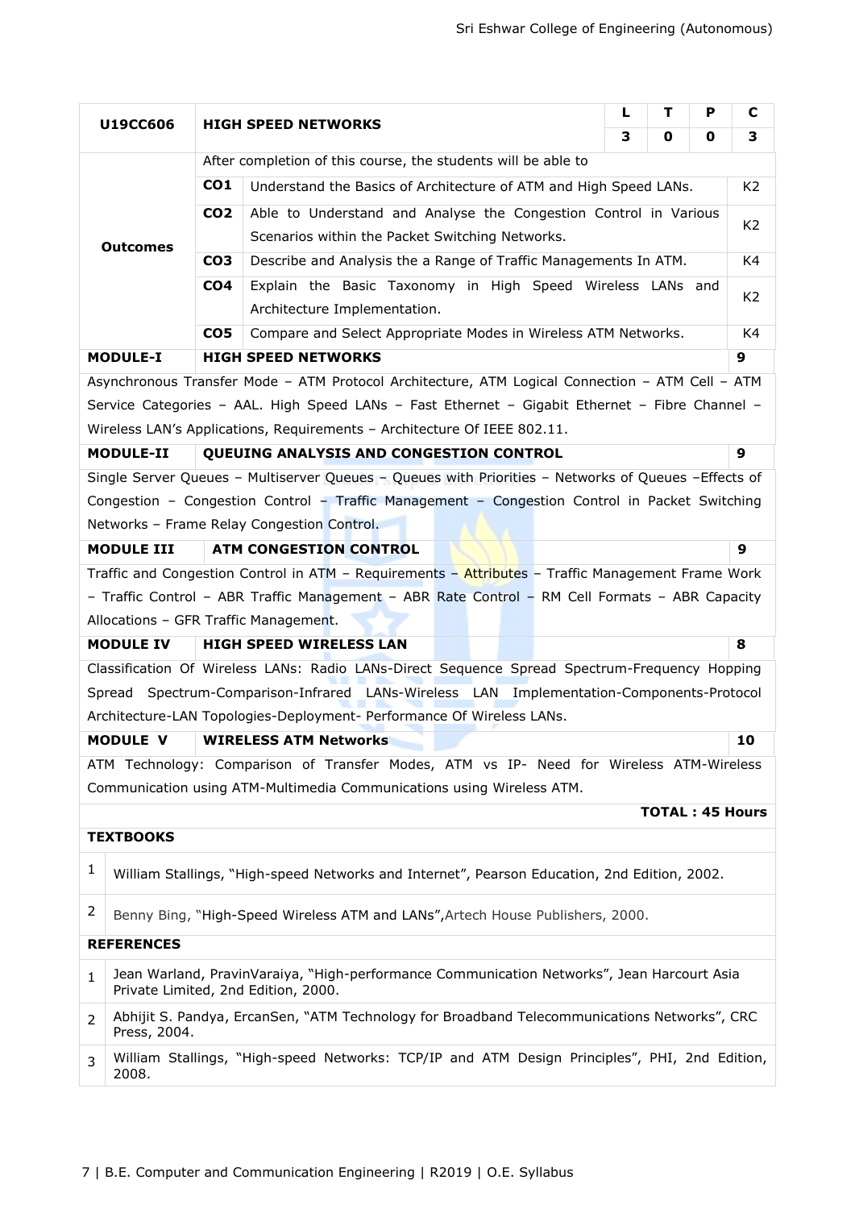| U19CC606 | HIGH SPEED NETWORKS | | L | T | P | C |
|---|---|---|---|---|---|---|
| | | | 3 | 0 | 0 | 3 |
| **Outcomes** | After completion of this course, the students will be able to | | | | | |
| | **CO1** | Understand the Basics of Architecture of ATM and High Speed LANs. | | | | K2 |
| | **CO2** | Able to Understand and Analyse the Congestion Control in Various Scenarios within the Packet Switching Networks. | | | | K2 |
| | **CO3** | Describe and Analysis the a Range of Traffic Managements In ATM. | | | | K4 |
| | **CO4** | Explain the Basic Taxonomy in High Speed Wireless LANs and Architecture Implementation. | | | | K2 |
| | **CO5** | Compare and Select Appropriate Modes in Wireless ATM Networks. | | | | K4 |

**MODULE-I** | **HIGH SPEED NETWORKS** | **9**

Asynchronous Transfer Mode – ATM Protocol Architecture, ATM Logical Connection – ATM Cell – ATM Service Categories – AAL. High Speed LANs – Fast Ethernet – Gigabit Ethernet – Fibre Channel – Wireless LAN's Applications, Requirements – Architecture Of IEEE 802.11.

**MODULE-II** | **QUEUING ANALYSIS AND CONGESTION CONTROL** | **9**

Single Server Queues – Multiserver Queues – Queues with Priorities – Networks of Queues –Effects of Congestion – Congestion Control – Traffic Management – Congestion Control in Packet Switching Networks – Frame Relay Congestion Control.

**MODULE III** | **ATM CONGESTION CONTROL** | **9**

Traffic and Congestion Control in ATM – Requirements – Attributes – Traffic Management Frame Work – Traffic Control – ABR Traffic Management – ABR Rate Control – RM Cell Formats – ABR Capacity Allocations – GFR Traffic Management.

**MODULE IV** | **HIGH SPEED WIRELESS LAN** | **8**

Classification Of Wireless LANs: Radio LANs-Direct Sequence Spread Spectrum-Frequency Hopping Spread Spectrum-Comparison-Infrared LANs-Wireless LAN Implementation-Components-Protocol Architecture-LAN Topologies-Deployment- Performance Of Wireless LANs.

**MODULE V** | **WIRELESS ATM Networks** | **10**

ATM Technology: Comparison of Transfer Modes, ATM vs IP- Need for Wireless ATM-Wireless Communication using ATM-Multimedia Communications using Wireless ATM.

**TOTAL : 45 Hours**

**TEXTBOOKS**

1. William Stallings, "High-speed Networks and Internet", Pearson Education, 2nd Edition, 2002.
2. Benny Bing, "High-Speed Wireless ATM and LANs",Artech House Publishers, 2000.

**REFERENCES**

1. Jean Warland, PravinVaraiya, "High-performance Communication Networks", Jean Harcourt Asia Private Limited, 2nd Edition, 2000.
2. Abhijit S. Pandya, ErcanSen, "ATM Technology for Broadband Telecommunications Networks", CRC Press, 2004.
3. William Stallings, "High-speed Networks: TCP/IP and ATM Design Principles", PHI, 2nd Edition, 2008.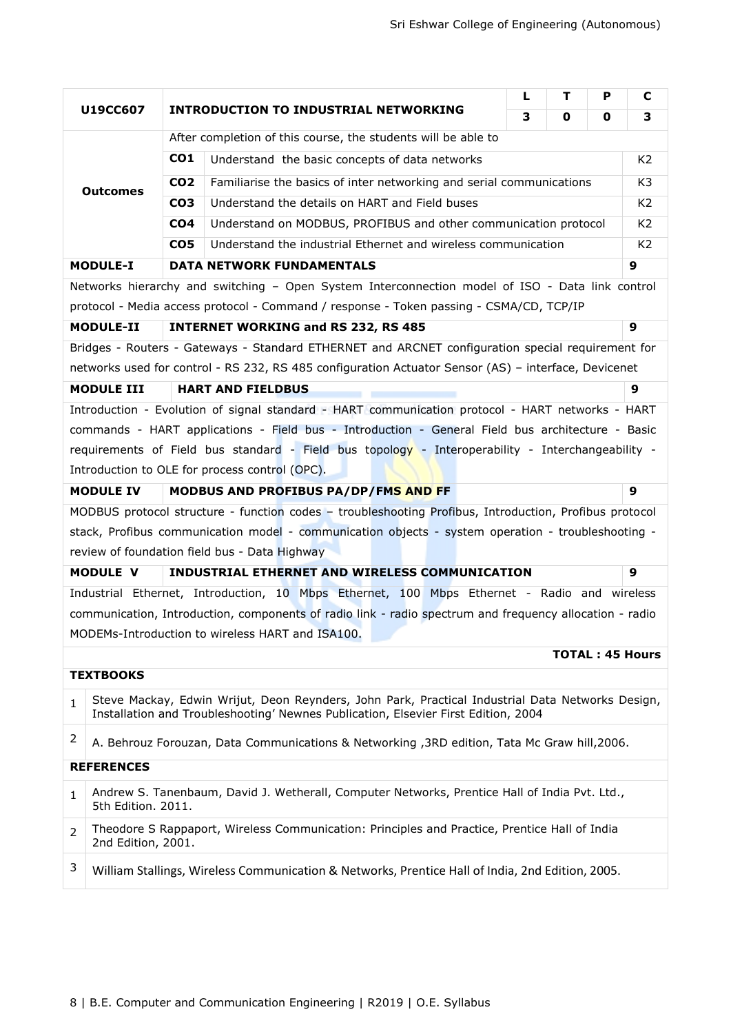| U19CC607 | INTRODUCTION TO INDUSTRIAL NETWORKING | L | T | P | C |
|---|---|---|---|---|---|
| | | 3 | 0 | 0 | 3 |

| Outcomes | After completion of this course, the students will be able to | |
|---|---|---|
| CO1 | Understand the basic concepts of data networks | K2 |
| CO2 | Familiarise the basics of inter networking and serial communications | K3 |
| CO3 | Understand the details on HART and Field buses | K2 |
| CO4 | Understand on MODBUS, PROFIBUS and other communication protocol | K2 |
| CO5 | Understand the industrial Ethernet and wireless communication | K2 |

**MODULE-I** **DATA NETWORK FUNDAMENTALS** **9**

Networks hierarchy and switching – Open System Interconnection model of ISO - Data link control protocol - Media access protocol - Command / response - Token passing - CSMA/CD, TCP/IP

**MODULE-II** **INTERNET WORKING and RS 232, RS 485** **9**

Bridges - Routers - Gateways - Standard ETHERNET and ARCNET configuration special requirement for networks used for control - RS 232, RS 485 configuration Actuator Sensor (AS) – interface, Devicenet

**MODULE III** **HART AND FIELDBUS** **9**

Introduction - Evolution of signal standard - HART communication protocol - HART networks - HART commands - HART applications - Field bus - Introduction - General Field bus architecture - Basic requirements of Field bus standard - Field bus topology - Interoperability - Interchangeability - Introduction to OLE for process control (OPC).

**MODULE IV** **MODBUS AND PROFIBUS PA/DP/FMS AND FF** **9**

MODBUS protocol structure - function codes – troubleshooting Profibus, Introduction, Profibus protocol stack, Profibus communication model - communication objects - system operation - troubleshooting - review of foundation field bus - Data Highway

**MODULE V** **INDUSTRIAL ETHERNET AND WIRELESS COMMUNICATION** **9**

Industrial Ethernet, Introduction, 10 Mbps Ethernet, 100 Mbps Ethernet - Radio and wireless communication, Introduction, components of radio link - radio spectrum and frequency allocation - radio MODEMs-Introduction to wireless HART and ISA100.

**TOTAL : 45 Hours**

**TEXTBOOKS**

1. Steve Mackay, Edwin Wrijut, Deon Reynders, John Park, Practical Industrial Data Networks Design, Installation and Troubleshooting' Newnes Publication, Elsevier First Edition, 2004
2. A. Behrouz Forouzan, Data Communications & Networking ,3RD edition, Tata Mc Graw hill,2006.

**REFERENCES**

1. Andrew S. Tanenbaum, David J. Wetherall, Computer Networks, Prentice Hall of India Pvt. Ltd., 5th Edition. 2011.
2. Theodore S Rappaport, Wireless Communication: Principles and Practice, Prentice Hall of India 2nd Edition, 2001.
3. William Stallings, Wireless Communication & Networks, Prentice Hall of India, 2nd Edition, 2005.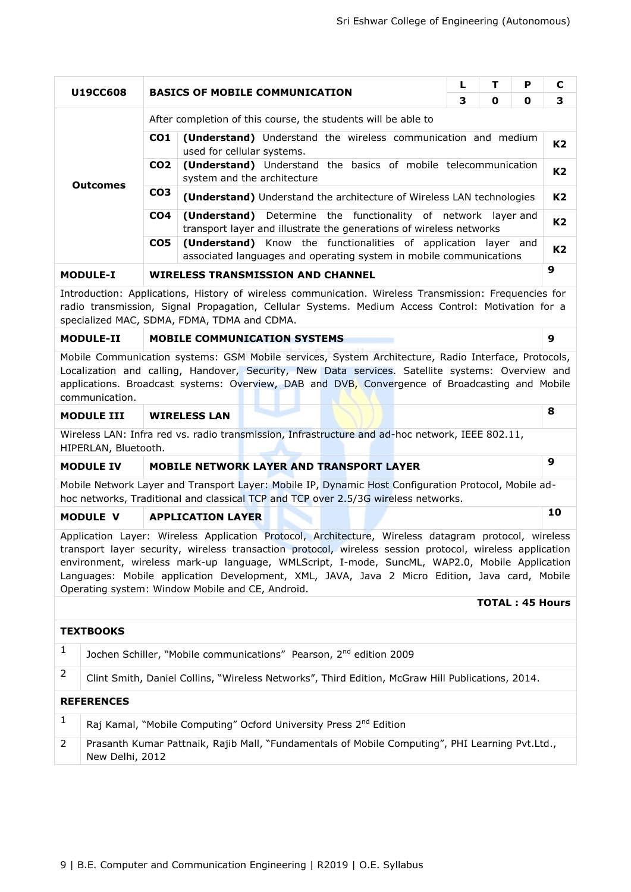| U19CC608 | BASICS OF MOBILE COMMUNICATION | | L | T | P | C |
|---|---|---|---|---|---|---|
| | | | 3 | 0 | 0 | 3 |
| **Outcomes** | After completion of this course, the students will be able to | | | | | |
| | **CO1** | **(Understand)** Understand the wireless communication and medium used for cellular systems. | | | | **K2** |
| | **CO2** | **(Understand)** Understand the basics of mobile telecommunication system and the architecture | | | | **K2** |
| | **CO3** | **(Understand)** Understand the architecture of Wireless LAN technologies | | | | **K2** |
| | **CO4** | **(Understand)** Determine the functionality of network layer and transport layer and illustrate the generations of wireless networks | | | | **K2** |
| | **CO5** | **(Understand)** Know the functionalities of application layer and associated languages and operating system in mobile communications | | | | **K2** |

**MODULE-I — WIRELESS TRANSMISSION AND CHANNEL — 9**

Introduction: Applications, History of wireless communication. Wireless Transmission: Frequencies for radio transmission, Signal Propagation, Cellular Systems. Medium Access Control: Motivation for a specialized MAC, SDMA, FDMA, TDMA and CDMA.

**MODULE-II — MOBILE COMMUNICATION SYSTEMS — 9**

Mobile Communication systems: GSM Mobile services, System Architecture, Radio Interface, Protocols, Localization and calling, Handover, Security, New Data services. Satellite systems: Overview and applications. Broadcast systems: Overview, DAB and DVB, Convergence of Broadcasting and Mobile communication.

**MODULE III — WIRELESS LAN — 8**

Wireless LAN: Infra red vs. radio transmission, Infrastructure and ad-hoc network, IEEE 802.11, HIPERLAN, Bluetooth.

**MODULE IV — MOBILE NETWORK LAYER AND TRANSPORT LAYER — 9**

Mobile Network Layer and Transport Layer: Mobile IP, Dynamic Host Configuration Protocol, Mobile ad-hoc networks, Traditional and classical TCP and TCP over 2.5/3G wireless networks.

**MODULE V — APPLICATION LAYER — 10**

Application Layer: Wireless Application Protocol, Architecture, Wireless datagram protocol, wireless transport layer security, wireless transaction protocol, wireless session protocol, wireless application environment, wireless mark-up language, WMLScript, I-mode, SuncML, WAP2.0, Mobile Application Languages: Mobile application Development, XML, JAVA, Java 2 Micro Edition, Java card, Mobile Operating system: Window Mobile and CE, Android.

**TOTAL : 45 Hours**

**TEXTBOOKS**

1. Jochen Schiller, "Mobile communications" Pearson, 2nd edition 2009
2. Clint Smith, Daniel Collins, "Wireless Networks", Third Edition, McGraw Hill Publications, 2014.

**REFERENCES**

1. Raj Kamal, "Mobile Computing" Ocford University Press 2nd Edition
2. Prasanth Kumar Pattnaik, Rajib Mall, "Fundamentals of Mobile Computing", PHI Learning Pvt.Ltd., New Delhi, 2012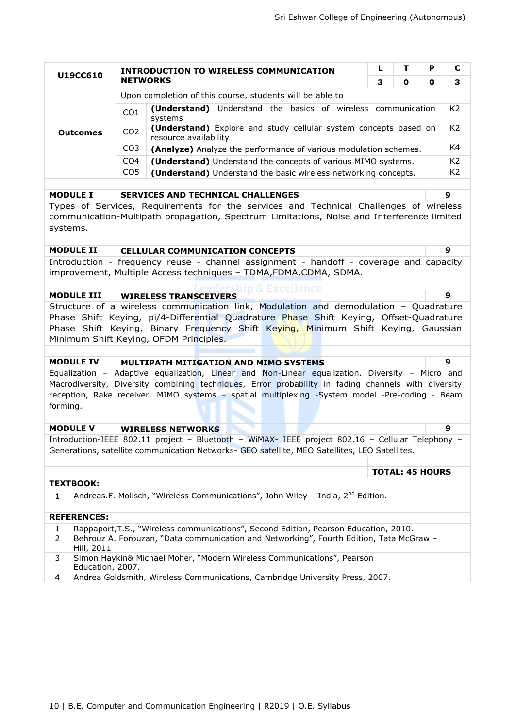| U19CC610 | INTRODUCTION TO WIRELESS COMMUNICATION NETWORKS | L | T | P | C |
|---|---|---|---|---|---|
| | | 3 | 0 | 0 | 3 |

**Outcomes**

Upon completion of this course, students will be able to

| | | |
|---|---|---|
| CO1 | **(Understand)** Understand the basics of wireless communication systems | K2 |
| CO2 | **(Understand)** Explore and study cellular system concepts based on resource availability | K2 |
| CO3 | **(Analyze)** Analyze the performance of various modulation schemes. | K4 |
| CO4 | **(Understand)** Understand the concepts of various MIMO systems. | K2 |
| CO5 | **(Understand)** Understand the basic wireless networking concepts. | K2 |

**MODULE I — SERVICES AND TECHNICAL CHALLENGES — 9**

Types of Services, Requirements for the services and Technical Challenges of wireless communication-Multipath propagation, Spectrum Limitations, Noise and Interference limited systems.

**MODULE II — CELLULAR COMMUNICATION CONCEPTS — 9**

Introduction - frequency reuse - channel assignment - handoff - coverage and capacity improvement, Multiple Access techniques – TDMA,FDMA,CDMA, SDMA.

**MODULE III — WIRELESS TRANSCEIVERS — 9**

Structure of a wireless communication link, Modulation and demodulation – Quadrature Phase Shift Keying, pi/4-Differential Quadrature Phase Shift Keying, Offset-Quadrature Phase Shift Keying, Binary Frequency Shift Keying, Minimum Shift Keying, Gaussian Minimum Shift Keying, OFDM Principles.

**MODULE IV — MULTIPATH MITIGATION AND MIMO SYSTEMS — 9**

Equalization – Adaptive equalization, Linear and Non-Linear equalization. Diversity – Micro and Macrodiversity, Diversity combining techniques, Error probability in fading channels with diversity reception, Rake receiver. MIMO systems – spatial multiplexing -System model -Pre-coding - Beam forming.

**MODULE V — WIRELESS NETWORKS — 9**

Introduction-IEEE 802.11 project – Bluetooth – WiMAX- IEEE project 802.16 – Cellular Telephony – Generations, satellite communication Networks- GEO satellite, MEO Satellites, LEO Satellites.

**TOTAL: 45 HOURS**

**TEXTBOOK:**

1. Andreas.F. Molisch, “Wireless Communications”, John Wiley – India, 2nd Edition.

**REFERENCES:**

1. Rappaport,T.S., “Wireless communications”, Second Edition, Pearson Education, 2010.
2. Behrouz A. Forouzan, “Data communication and Networking”, Fourth Edition, Tata McGraw – Hill, 2011
3. Simon Haykin& Michael Moher, “Modern Wireless Communications”, Pearson Education, 2007.
4. Andrea Goldsmith, Wireless Communications, Cambridge University Press, 2007.